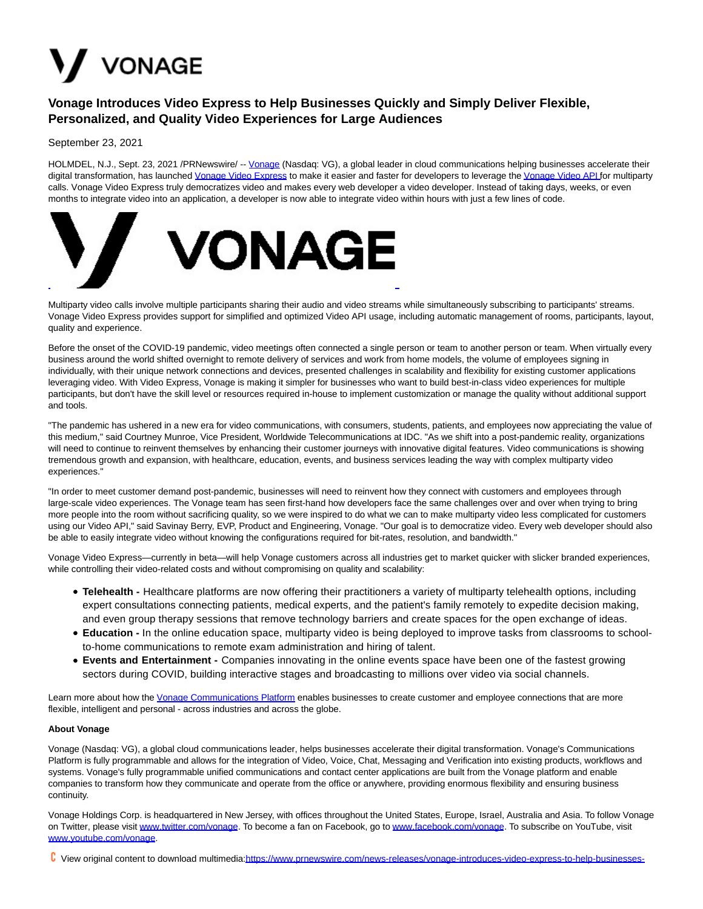# Vonage Introduces Video Express to Help Businesses Quickly and Simply Deliver Flexible, Personalized, and Quality Video Experiences for Large Audiences

September 23, 2021

HOLMDEL, N.J., Sept. 23, 2021 /PRNewswire/ -- Vonage (Nasdaq: VG), a global leader in cloud communications helping businesses accelerate their digital transformation, has launched Vonage Video Express to make it easier and faster for developers to leverage the Vonage Video API for multiparty calls. Vonage Video Express truly democratizes video and makes every web developer a video developer. Instead of taking days, weeks, or even months to integrate video into an application, a developer is now able to integrate video within hours with just a few lines of code.

Multiparty video calls involve multiple participants sharing their audio and video streams while simultaneously subscribing to participants' streams. Vonage Video Express provides support for simplified and optimized Video API usage, including automatic management of rooms, participants, layout, quality and experience.

Before the onset of the COVID-19 pandemic, video meetings often connected a single person or team to another person or team. When virtually every business around the world shifted overnight to remote delivery of services and work from home models, the volume of employees signing in individually, with their unique network connections and devices, presented challenges in scalability and flexibility for existing customer applications leveraging video. With Video Express, Vonage is making it simpler for businesses who want to build best-in-class video experiences for multiple participants, but don't have the skill level or resources required in-house to implement customization or manage the quality without additional support and tools.

"The pandemic has ushered in a new era for video communications, with consumers, students, patients, and employees now appreciating the value of this medium," said Courtney Munroe, Vice President, Worldwide Telecommunications at IDC. "As we shift into a post-pandemic reality, organizations will need to continue to reinvent themselves by enhancing their customer journeys with innovative digital features. Video communications is showing tremendous growth and expansion, with healthcare, education, events, and business services leading the way with complex multiparty video experiences."

"In order to meet customer demand post-pandemic, businesses will need to reinvent how they connect with customers and employees through large-scale video experiences. The Vonage team has seen first-hand how developers face the same challenges over and over when trying to bring more people into the room without sacrificing quality, so we were inspired to do what we can to make multiparty video less complicated for customers using our Video API," said Savinay Berry, EVP, Product and Engineering, Vonage. "Our goal is to democratize video. Every web developer should also be able to easily integrate video without knowing the configurations required for bit-rates, resolution, and bandwidth."

Vonage Video Express—currently in beta—will help Vonage customers across all industries get to market quicker with slicker branded experiences, while controlling their video-related costs and without compromising on quality and scalability:

- **Telehealth -** Healthcare platforms are now offering their practitioners a variety of multiparty telehealth options, including expert consultations connecting patients, medical experts, and the patient's family remotely to expedite decision making, and even group therapy sessions that remove technology barriers and create spaces for the open exchange of ideas.
- **Education -** In the online education space, multiparty video is being deployed to improve tasks from classrooms to school-to-home communications to remote exam administration and hiring of talent.
- **Events and Entertainment -** Companies innovating in the online events space have been one of the fastest growing sectors during COVID, building interactive stages and broadcasting to millions over video via social channels.

Learn more about how the Vonage Communications Platform enables businesses to create customer and employee connections that are more flexible, intelligent and personal - across industries and across the globe.

**About Vonage**

Vonage (Nasdaq: VG), a global cloud communications leader, helps businesses accelerate their digital transformation. Vonage's Communications Platform is fully programmable and allows for the integration of Video, Voice, Chat, Messaging and Verification into existing products, workflows and systems. Vonage's fully programmable unified communications and contact center applications are built from the Vonage platform and enable companies to transform how they communicate and operate from the office or anywhere, providing enormous flexibility and ensuring business continuity.

Vonage Holdings Corp. is headquartered in New Jersey, with offices throughout the United States, Europe, Israel, Australia and Asia. To follow Vonage on Twitter, please visit www.twitter.com/vonage. To become a fan on Facebook, go to www.facebook.com/vonage. To subscribe on YouTube, visit www.youtube.com/vonage.

View original content to download multimedia:https://www.prnewswire.com/news-releases/vonage-introduces-video-express-to-help-businesses-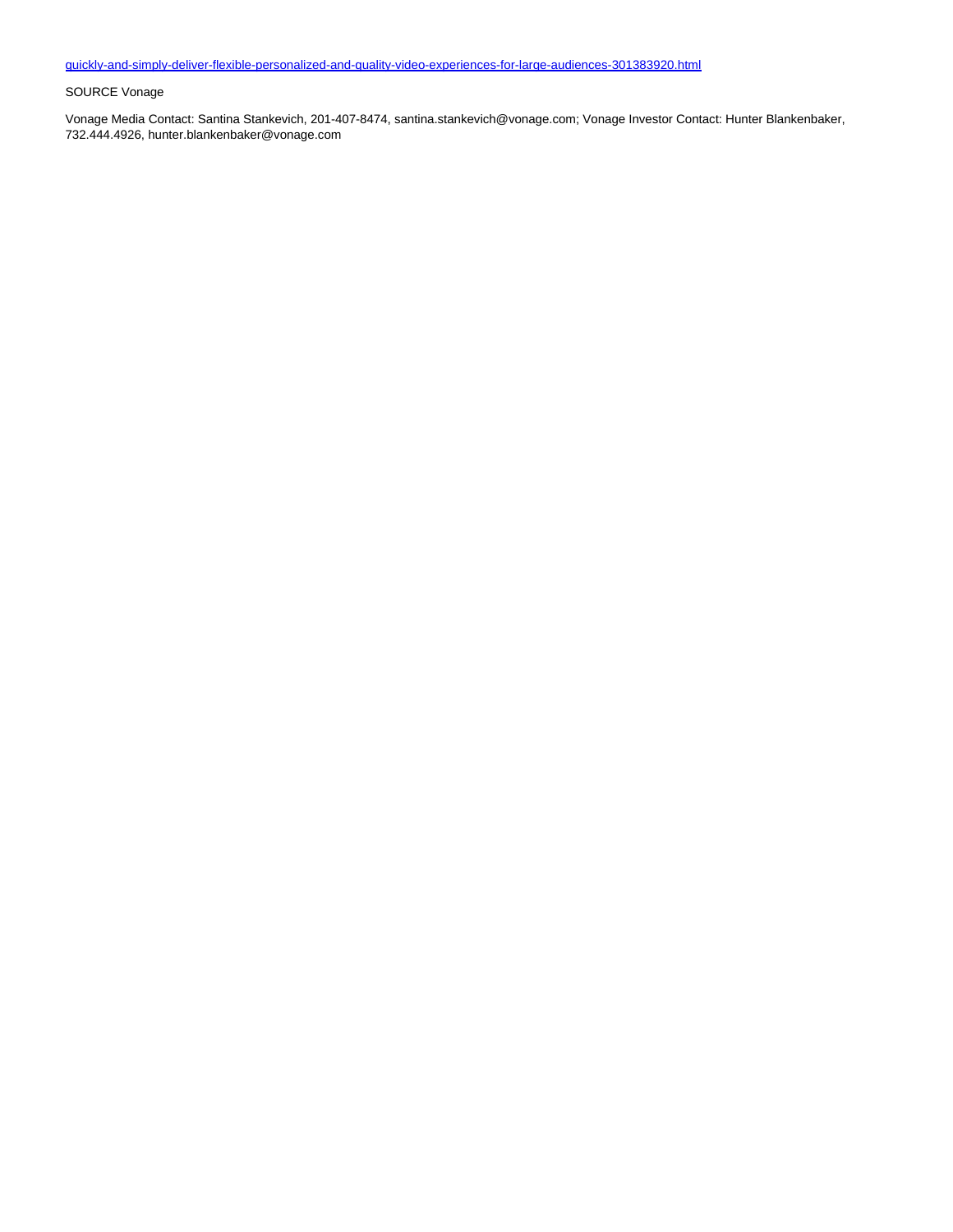quickly-and-simply-deliver-flexible-personalized-and-quality-video-experiences-for-large-audiences-301383920.html

SOURCE Vonage

Vonage Media Contact: Santina Stankevich, 201-407-8474, santina.stankevich@vonage.com; Vonage Investor Contact: Hunter Blankenbaker, 732.444.4926, hunter.blankenbaker@vonage.com